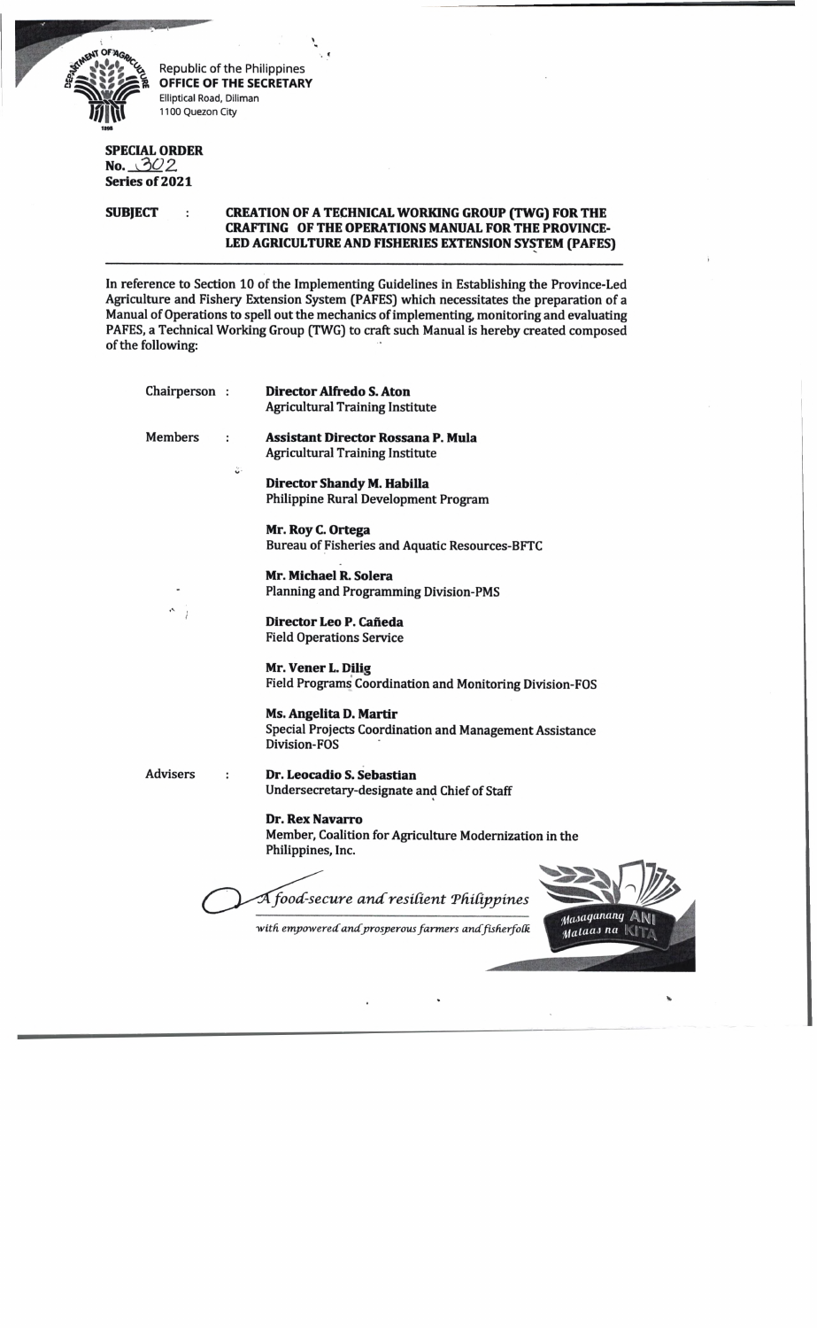Republic of the Philippines
**OFFICE OF THE SECRETARY**
Elliptical Road, Diliman
1100 Quezon City

**SPECIAL ORDER**
**No. 302**
**Series of 2021**

**SUBJECT : CREATION OF A TECHNICAL WORKING GROUP (TWG) FOR THE CRAFTING OF THE OPERATIONS MANUAL FOR THE PROVINCE-LED AGRICULTURE AND FISHERIES EXTENSION SYSTEM (PAFES)**

---

In reference to Section 10 of the Implementing Guidelines in Establishing the Province-Led Agriculture and Fishery Extension System (PAFES) which necessitates the preparation of a Manual of Operations to spell out the mechanics of implementing, monitoring and evaluating PAFES, a Technical Working Group (TWG) to craft such Manual is hereby created composed of the following:

Chairperson :

**Director Alfredo S. Aton**
Agricultural Training Institute

Members :

**Assistant Director Rossana P. Mula**
Agricultural Training Institute

**Director Shandy M. Habilla**
Philippine Rural Development Program

**Mr. Roy C. Ortega**
Bureau of Fisheries and Aquatic Resources-BFTC

**Mr. Michael R. Solera**
Planning and Programming Division-PMS

**Director Leo P. Cañeda**
Field Operations Service

**Mr. Vener L. Dilig**
Field Programs Coordination and Monitoring Division-FOS

**Ms. Angelita D. Martir**
Special Projects Coordination and Management Assistance Division-FOS

Advisers :

**Dr. Leocadio S. Sebastian**
Undersecretary-designate and Chief of Staff

**Dr. Rex Navarro**
Member, Coalition for Agriculture Modernization in the Philippines, Inc.

*A food-secure and resilient Philippines with empowered and prosperous farmers and fisherfolk*

*Masaganang ANI Mataas na KITA*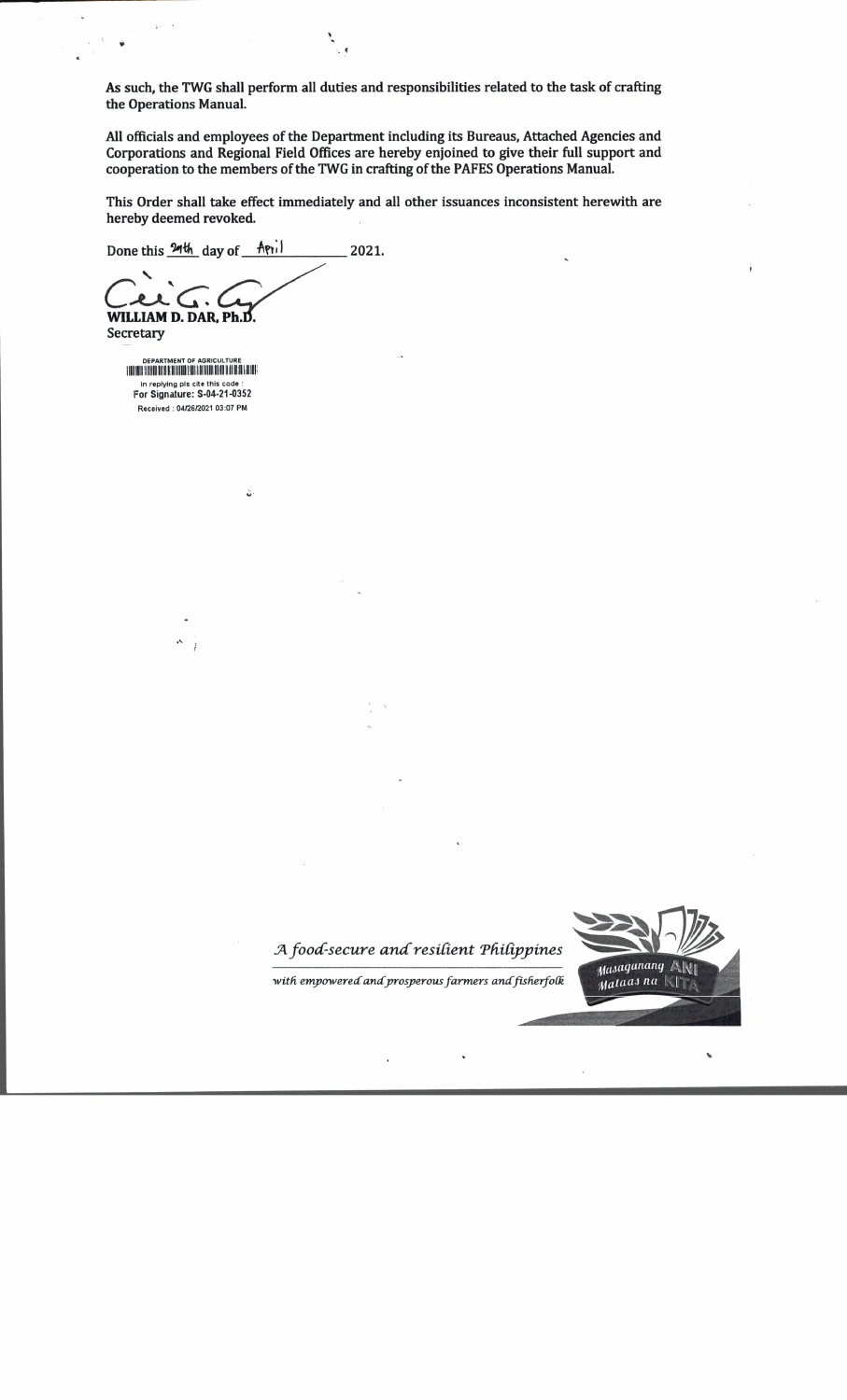As such, the TWG shall perform all duties and responsibilities related to the task of crafting the Operations Manual.

All officials and employees of the Department including its Bureaus, Attached Agencies and Corporations and Regional Field Offices are hereby enjoined to give their full support and cooperation to the members of the TWG in crafting of the PAFES Operations Manual.

This Order shall take effect immediately and all other issuances inconsistent herewith are hereby deemed revoked.

Done this 24th day of April 2021.

**WILLIAM D. DAR, Ph.D.**
Secretary

DEPARTMENT OF AGRICULTURE
in replying pls cite this code :
For Signature: S-04-21-0352
Received : 04/26/2021 03:07 PM

*A food-secure and resilient Philippines*

*with empowered and prosperous farmers and fisherfolk*

Masaganang ANI Mataas na KITA